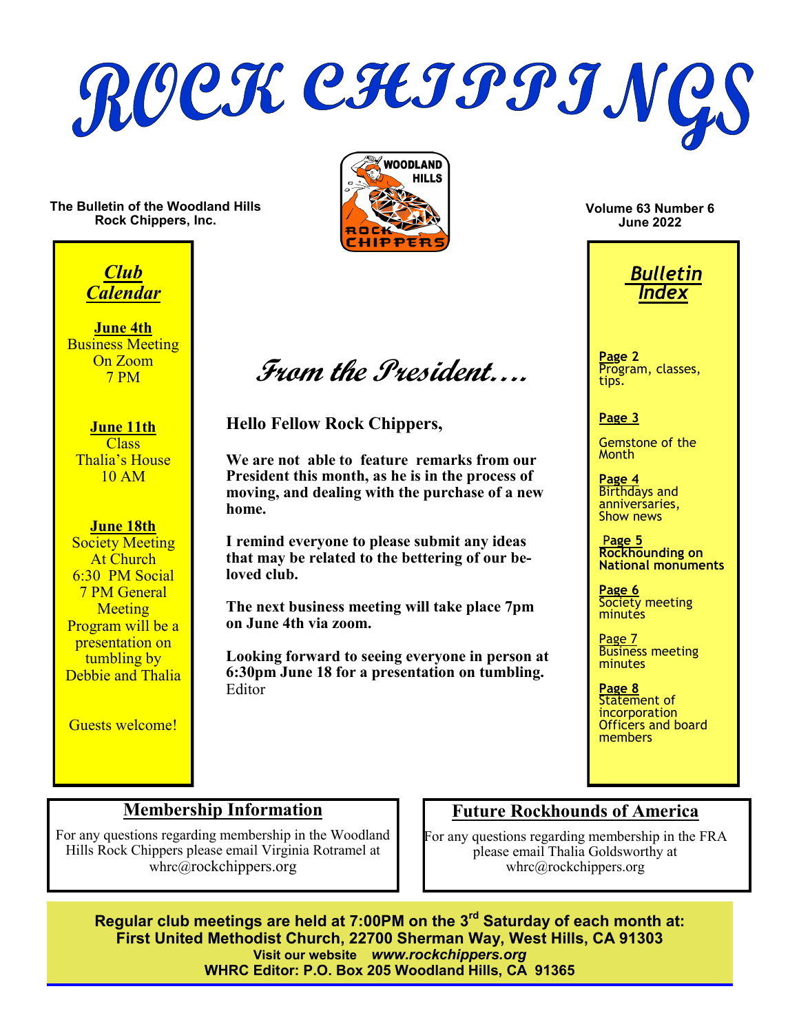# ROCK CHIPPINGS

The Bulletin of the Woodland Hills Rock Chippers, Inc.

Volume 63 Number 6
June 2022

## *Club Calendar*

**June 4th**
Business Meeting
On Zoom
7 PM

**June 11th**
Class
Thalia's House
10 AM

**June 18th**
Society Meeting
At Church
6:30 PM Social
7 PM General Meeting
Program will be a presentation on tumbling by Debbie and Thalia

Guests welcome!

## *From the President….*

**Hello Fellow Rock Chippers,**

**We are not able to feature remarks from our President this month, as he is in the process of moving, and dealing with the purchase of a new home.**

**I remind everyone to please submit any ideas that may be related to the bettering of our beloved club.**

**The next business meeting will take place 7pm on June 4th via zoom.**

**Looking forward to seeing everyone in person at 6:30pm June 18 for a presentation on tumbling.**
Editor

## *Bulletin Index*

**Page 2**
Program, classes, tips.

**Page 3**
Gemstone of the Month

**Page 4**
Birthdays and anniversaries, Show news

**Page 5**
**Rockhounding on National monuments**

**Page 6**
Society meeting minutes

Page 7
Business meeting minutes

**Page 8**
Statement of incorporation
Officers and board members

## Membership Information

For any questions regarding membership in the Woodland Hills Rock Chippers please email Virginia Rotramel at whrc@rockchippers.org

## Future Rockhounds of America

For any questions regarding membership in the FRA please email Thalia Goldsworthy at whrc@rockchippers.org

**Regular club meetings are held at 7:00PM on the 3rd Saturday of each month at:**
**First United Methodist Church, 22700 Sherman Way, West Hills, CA 91303**
**Visit our website** ***www.rockchippers.org***
**WHRC Editor: P.O. Box 205 Woodland Hills, CA 91365**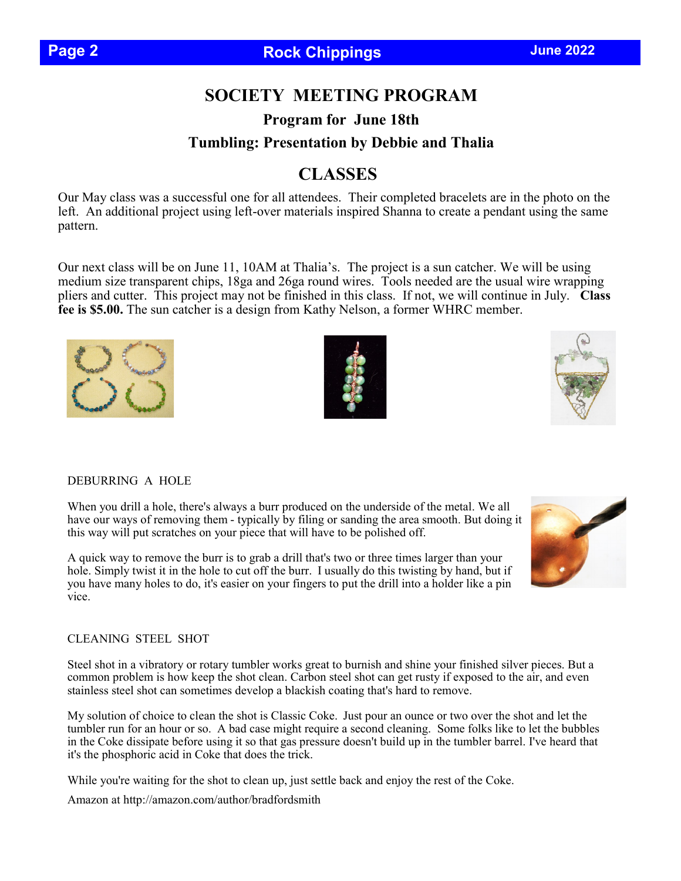# SOCIETY MEETING PROGRAM

### Program for June 18th

### Tumbling: Presentation by Debbie and Thalia

## CLASSES

Our May class was a successful one for all attendees. Their completed bracelets are in the photo on the left. An additional project using left-over materials inspired Shanna to create a pendant using the same pattern.

Our next class will be on June 11, 10AM at Thalia's. The project is a sun catcher. We will be using medium size transparent chips, 18ga and 26ga round wires. Tools needed are the usual wire wrapping pliers and cutter. This project may not be finished in this class. If not, we will continue in July. **Class fee is $5.00.** The sun catcher is a design from Kathy Nelson, a former WHRC member.

DEBURRING A HOLE

When you drill a hole, there's always a burr produced on the underside of the metal. We all have our ways of removing them - typically by filing or sanding the area smooth. But doing it this way will put scratches on your piece that will have to be polished off.

A quick way to remove the burr is to grab a drill that's two or three times larger than your hole. Simply twist it in the hole to cut off the burr. I usually do this twisting by hand, but if you have many holes to do, it's easier on your fingers to put the drill into a holder like a pin vice.

CLEANING STEEL SHOT

Steel shot in a vibratory or rotary tumbler works great to burnish and shine your finished silver pieces. But a common problem is how keep the shot clean. Carbon steel shot can get rusty if exposed to the air, and even stainless steel shot can sometimes develop a blackish coating that's hard to remove.

My solution of choice to clean the shot is Classic Coke. Just pour an ounce or two over the shot and let the tumbler run for an hour or so. A bad case might require a second cleaning. Some folks like to let the bubbles in the Coke dissipate before using it so that gas pressure doesn't build up in the tumbler barrel. I've heard that it's the phosphoric acid in Coke that does the trick.

While you're waiting for the shot to clean up, just settle back and enjoy the rest of the Coke.

Amazon at http://amazon.com/author/bradfordsmith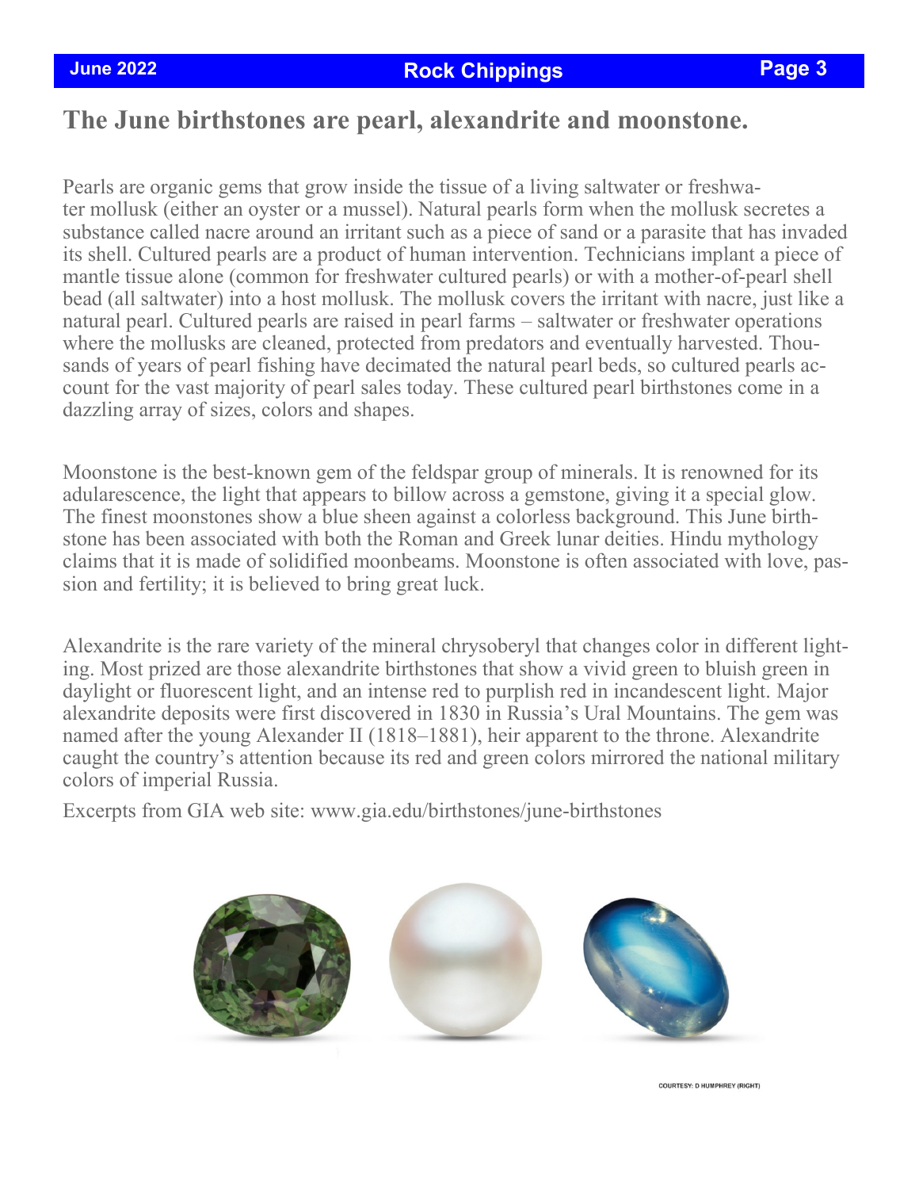# The June birthstones are pearl, alexandrite and moonstone.

Pearls are organic gems that grow inside the tissue of a living saltwater or freshwater mollusk (either an oyster or a mussel). Natural pearls form when the mollusk secretes a substance called nacre around an irritant such as a piece of sand or a parasite that has invaded its shell. Cultured pearls are a product of human intervention. Technicians implant a piece of mantle tissue alone (common for freshwater cultured pearls) or with a mother-of-pearl shell bead (all saltwater) into a host mollusk. The mollusk covers the irritant with nacre, just like a natural pearl. Cultured pearls are raised in pearl farms – saltwater or freshwater operations where the mollusks are cleaned, protected from predators and eventually harvested. Thousands of years of pearl fishing have decimated the natural pearl beds, so cultured pearls account for the vast majority of pearl sales today. These cultured pearl birthstones come in a dazzling array of sizes, colors and shapes.

Moonstone is the best-known gem of the feldspar group of minerals. It is renowned for its adularescence, the light that appears to billow across a gemstone, giving it a special glow. The finest moonstones show a blue sheen against a colorless background. This June birthstone has been associated with both the Roman and Greek lunar deities. Hindu mythology claims that it is made of solidified moonbeams. Moonstone is often associated with love, passion and fertility; it is believed to bring great luck.

Alexandrite is the rare variety of the mineral chrysoberyl that changes color in different lighting. Most prized are those alexandrite birthstones that show a vivid green to bluish green in daylight or fluorescent light, and an intense red to purplish red in incandescent light. Major alexandrite deposits were first discovered in 1830 in Russia's Ural Mountains. The gem was named after the young Alexander II (1818–1881), heir apparent to the throne. Alexandrite caught the country's attention because its red and green colors mirrored the national military colors of imperial Russia.

Excerpts from GIA web site: www.gia.edu/birthstones/june-birthstones

COURTESY: D HUMPHREY (RIGHT)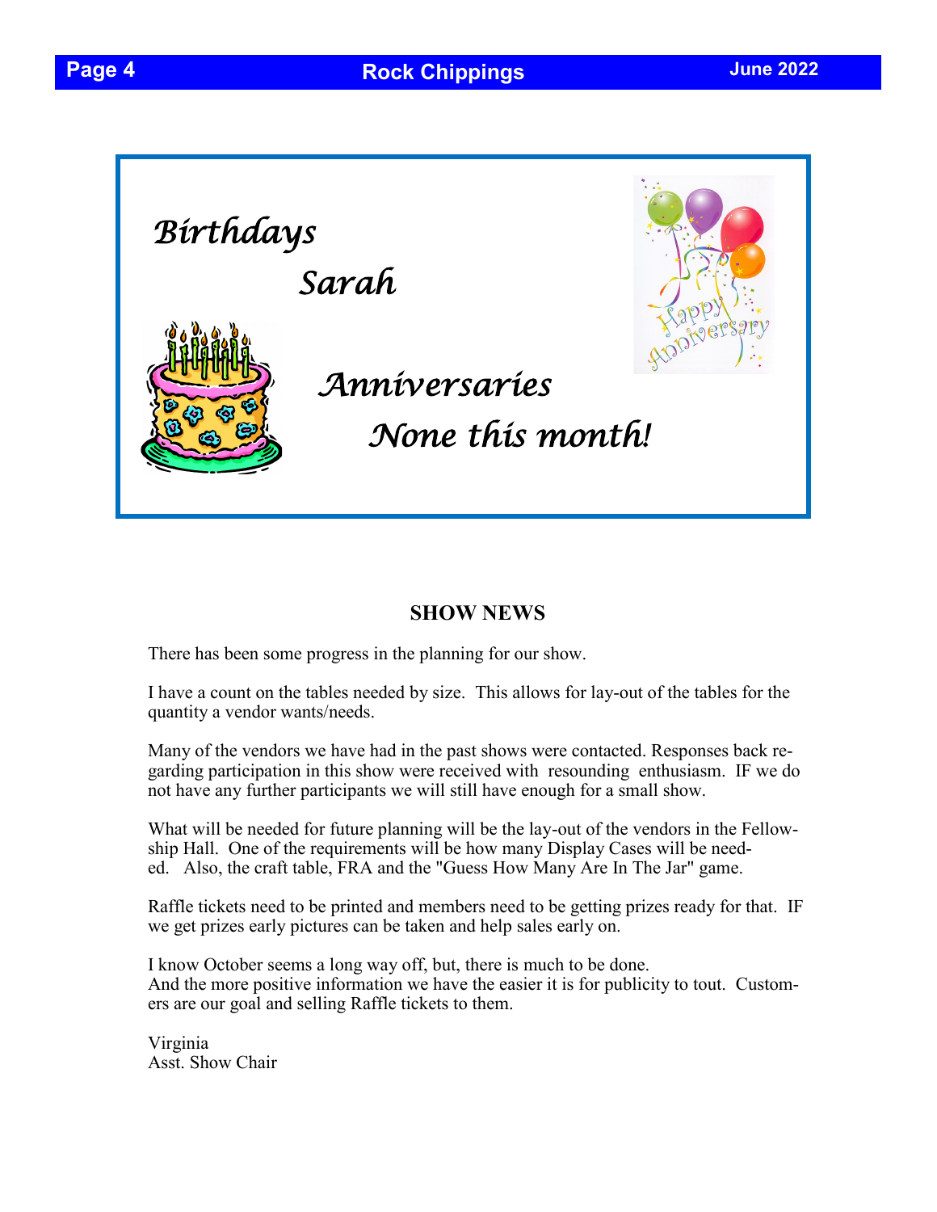## Birthdays

Sarah

## Anniversaries

None this month!

## SHOW NEWS

There has been some progress in the planning for our show.

I have a count on the tables needed by size. This allows for lay-out of the tables for the quantity a vendor wants/needs.

Many of the vendors we have had in the past shows were contacted. Responses back regarding participation in this show were received with resounding enthusiasm. IF we do not have any further participants we will still have enough for a small show.

What will be needed for future planning will be the lay-out of the vendors in the Fellowship Hall. One of the requirements will be how many Display Cases will be needed. Also, the craft table, FRA and the "Guess How Many Are In The Jar" game.

Raffle tickets need to be printed and members need to be getting prizes ready for that. IF we get prizes early pictures can be taken and help sales early on.

I know October seems a long way off, but, there is much to be done.
And the more positive information we have the easier it is for publicity to tout. Customers are our goal and selling Raffle tickets to them.

Virginia
Asst. Show Chair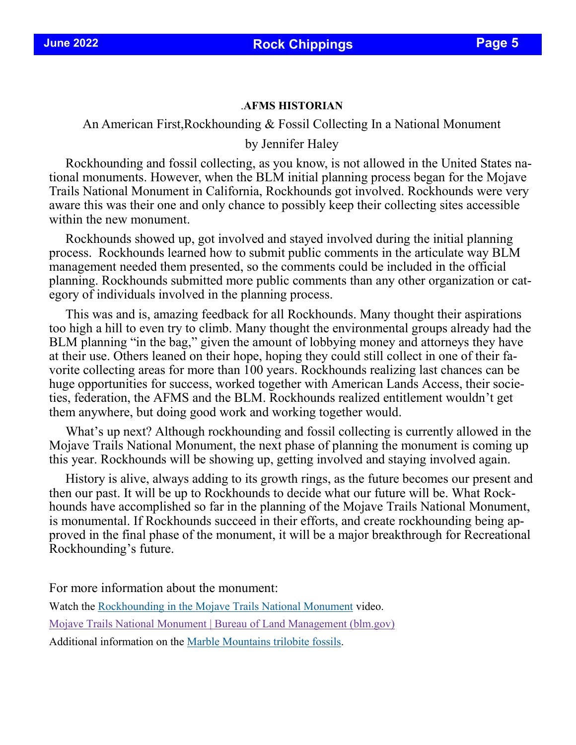### .AFMS HISTORIAN

An American First,Rockhounding & Fossil Collecting In a National Monument

by Jennifer Haley

Rockhounding and fossil collecting, as you know, is not allowed in the United States national monuments. However, when the BLM initial planning process began for the Mojave Trails National Monument in California, Rockhounds got involved. Rockhounds were very aware this was their one and only chance to possibly keep their collecting sites accessible within the new monument.

Rockhounds showed up, got involved and stayed involved during the initial planning process. Rockhounds learned how to submit public comments in the articulate way BLM management needed them presented, so the comments could be included in the official planning. Rockhounds submitted more public comments than any other organization or category of individuals involved in the planning process.

This was and is, amazing feedback for all Rockhounds. Many thought their aspirations too high a hill to even try to climb. Many thought the environmental groups already had the BLM planning "in the bag," given the amount of lobbying money and attorneys they have at their use. Others leaned on their hope, hoping they could still collect in one of their favorite collecting areas for more than 100 years. Rockhounds realizing last chances can be huge opportunities for success, worked together with American Lands Access, their societies, federation, the AFMS and the BLM. Rockhounds realized entitlement wouldn't get them anywhere, but doing good work and working together would.

What's up next? Although rockhounding and fossil collecting is currently allowed in the Mojave Trails National Monument, the next phase of planning the monument is coming up this year. Rockhounds will be showing up, getting involved and staying involved again.

History is alive, always adding to its growth rings, as the future becomes our present and then our past. It will be up to Rockhounds to decide what our future will be. What Rockhounds have accomplished so far in the planning of the Mojave Trails National Monument, is monumental. If Rockhounds succeed in their efforts, and create rockhounding being approved in the final phase of the monument, it will be a major breakthrough for Recreational Rockhounding's future.

For more information about the monument:

Watch the Rockhounding in the Mojave Trails National Monument video.

Mojave Trails National Monument | Bureau of Land Management (blm.gov)

Additional information on the Marble Mountains trilobite fossils.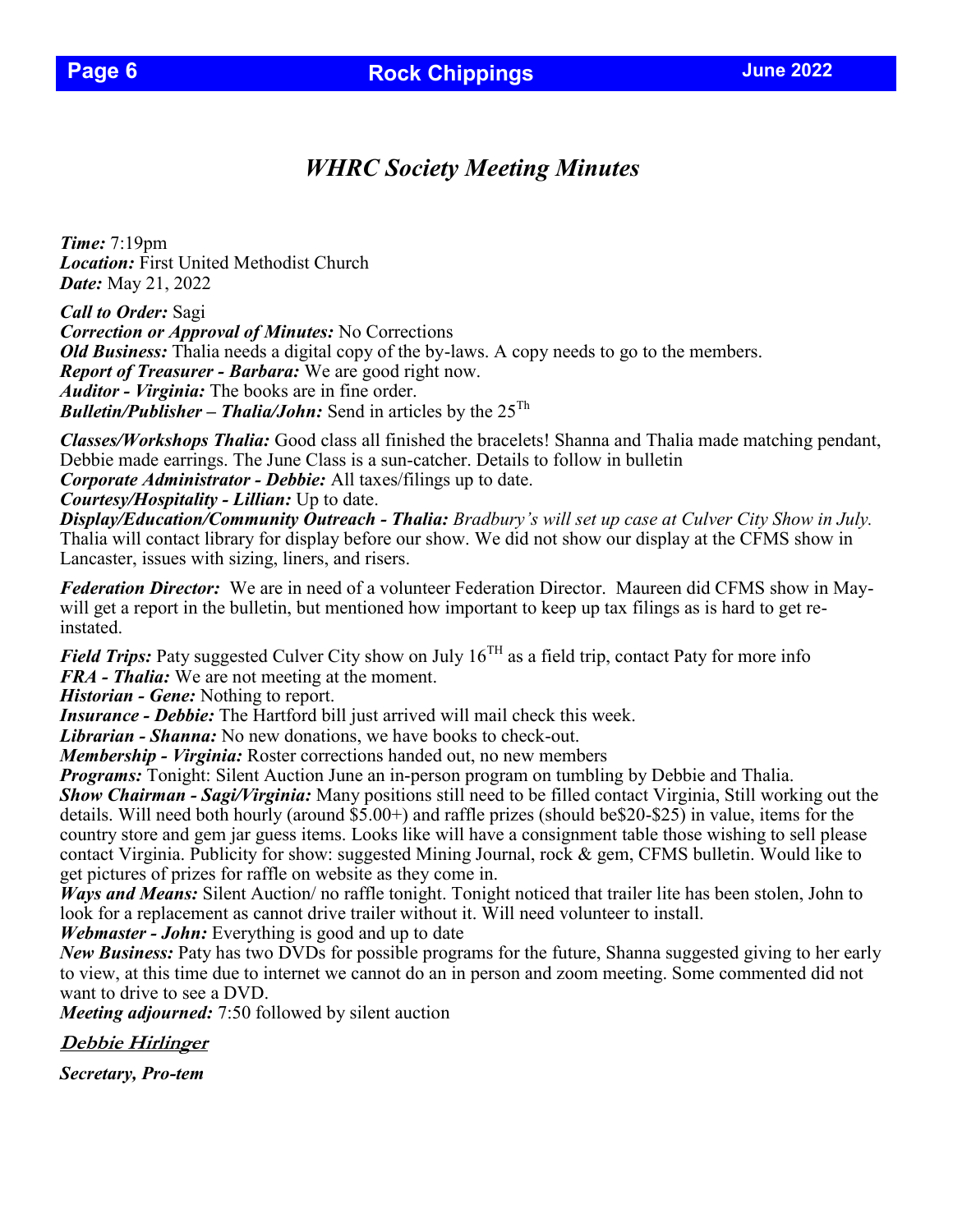# *WHRC Society Meeting Minutes*

***Time:*** 7:19pm
***Location:*** First United Methodist Church
***Date:*** May 21, 2022

***Call to Order:*** Sagi
***Correction or Approval of Minutes:*** No Corrections
***Old Business:*** Thalia needs a digital copy of the by-laws. A copy needs to go to the members.
***Report of Treasurer - Barbara:*** We are good right now.
***Auditor - Virginia:*** The books are in fine order.
***Bulletin/Publisher – Thalia/John:*** Send in articles by the 25[Th]

***Classes/Workshops Thalia:*** Good class all finished the bracelets! Shanna and Thalia made matching pendant, Debbie made earrings. The June Class is a sun-catcher. Details to follow in bulletin
***Corporate Administrator - Debbie:*** All taxes/filings up to date.
***Courtesy/Hospitality - Lillian:*** Up to date.
***Display/Education/Community Outreach - Thalia:*** *Bradbury's will set up case at Culver City Show in July.* Thalia will contact library for display before our show. We did not show our display at the CFMS show in Lancaster, issues with sizing, liners, and risers.

***Federation Director:*** We are in need of a volunteer Federation Director. Maureen did CFMS show in May-will get a report in the bulletin, but mentioned how important to keep up tax filings as is hard to get re-instated.

***Field Trips:*** Paty suggested Culver City show on July 16[TH] as a field trip, contact Paty for more info
***FRA - Thalia:*** We are not meeting at the moment.
***Historian - Gene:*** Nothing to report.
***Insurance - Debbie:*** The Hartford bill just arrived will mail check this week.
***Librarian - Shanna:*** No new donations, we have books to check-out.
***Membership - Virginia:*** Roster corrections handed out, no new members
***Programs:*** Tonight: Silent Auction June an in-person program on tumbling by Debbie and Thalia.
***Show Chairman - Sagi/Virginia:*** Many positions still need to be filled contact Virginia, Still working out the details. Will need both hourly (around $5.00+) and raffle prizes (should be$20-$25) in value, items for the country store and gem jar guess items. Looks like will have a consignment table those wishing to sell please contact Virginia. Publicity for show: suggested Mining Journal, rock & gem, CFMS bulletin. Would like to get pictures of prizes for raffle on website as they come in.
***Ways and Means:*** Silent Auction/ no raffle tonight. Tonight noticed that trailer lite has been stolen, John to look for a replacement as cannot drive trailer without it. Will need volunteer to install.
***Webmaster - John:*** Everything is good and up to date
***New Business:*** Paty has two DVDs for possible programs for the future, Shanna suggested giving to her early to view, at this time due to internet we cannot do an in person and zoom meeting. Some commented did not want to drive to see a DVD.
***Meeting adjourned:*** 7:50 followed by silent auction

***Debbie Hirlinger***

***Secretary, Pro-tem***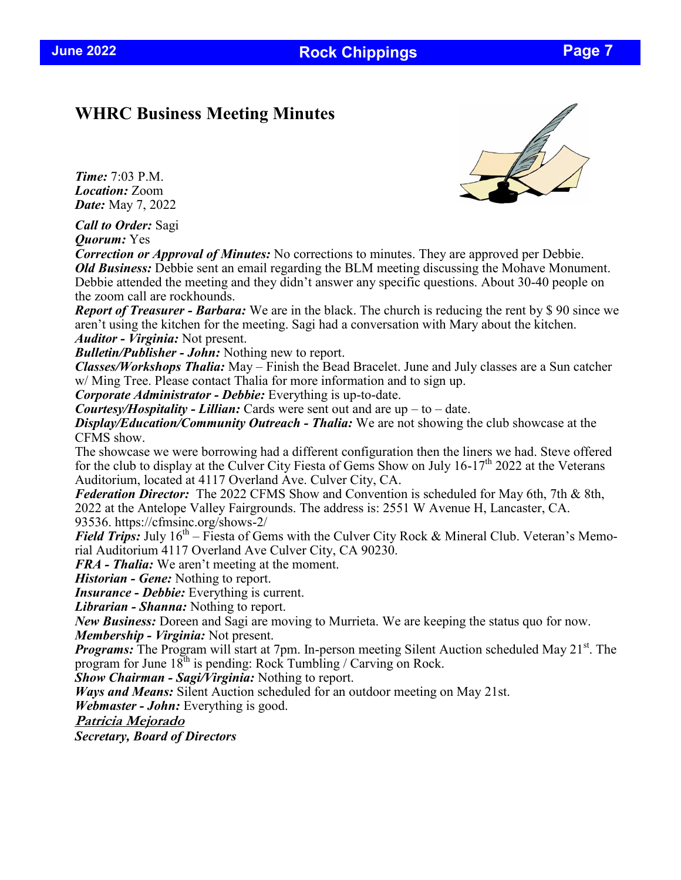# WHRC Business Meeting Minutes

***Time:*** 7:03 P.M.
***Location:*** Zoom
***Date:*** May 7, 2022

***Call to Order:*** Sagi
***Quorum:*** Yes
***Correction or Approval of Minutes:*** No corrections to minutes. They are approved per Debbie.
***Old Business:*** Debbie sent an email regarding the BLM meeting discussing the Mohave Monument. Debbie attended the meeting and they didn't answer any specific questions. About 30-40 people on the zoom call are rockhounds.
***Report of Treasurer - Barbara:*** We are in the black. The church is reducing the rent by $ 90 since we aren't using the kitchen for the meeting. Sagi had a conversation with Mary about the kitchen.
***Auditor - Virginia:*** Not present.
***Bulletin/Publisher - John:*** Nothing new to report.
***Classes/Workshops Thalia:*** May – Finish the Bead Bracelet. June and July classes are a Sun catcher w/ Ming Tree. Please contact Thalia for more information and to sign up.
***Corporate Administrator - Debbie:*** Everything is up-to-date.
***Courtesy/Hospitality - Lillian:*** Cards were sent out and are up – to – date.
***Display/Education/Community Outreach - Thalia:*** We are not showing the club showcase at the CFMS show.
The showcase we were borrowing had a different configuration then the liners we had. Steve offered for the club to display at the Culver City Fiesta of Gems Show on July 16-17th 2022 at the Veterans Auditorium, located at 4117 Overland Ave. Culver City, CA.
***Federation Director:*** The 2022 CFMS Show and Convention is scheduled for May 6th, 7th & 8th, 2022 at the Antelope Valley Fairgrounds. The address is: 2551 W Avenue H, Lancaster, CA. 93536. https://cfmsinc.org/shows-2/
***Field Trips:*** July 16th – Fiesta of Gems with the Culver City Rock & Mineral Club. Veteran's Memorial Auditorium 4117 Overland Ave Culver City, CA 90230.
***FRA - Thalia:*** We aren't meeting at the moment.
***Historian - Gene:*** Nothing to report.
***Insurance - Debbie:*** Everything is current.
***Librarian - Shanna:*** Nothing to report.
***New Business:*** Doreen and Sagi are moving to Murrieta. We are keeping the status quo for now.
***Membership - Virginia:*** Not present.
***Programs:*** The Program will start at 7pm. In-person meeting Silent Auction scheduled May 21st. The program for June 18th is pending: Rock Tumbling / Carving on Rock.
***Show Chairman - Sagi/Virginia:*** Nothing to report.
***Ways and Means:*** Silent Auction scheduled for an outdoor meeting on May 21st.
***Webmaster - John:*** Everything is good.

***Patricia Mejorado***
***Secretary, Board of Directors***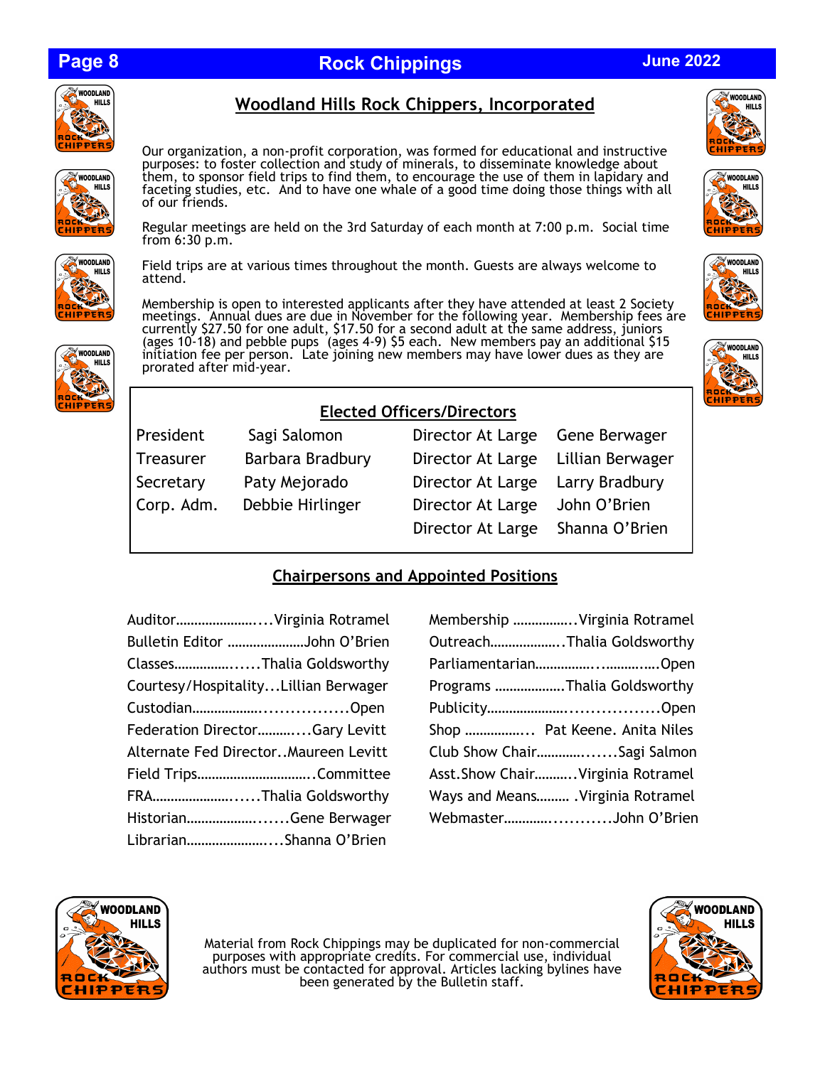## Woodland Hills Rock Chippers, Incorporated

Our organization, a non-profit corporation, was formed for educational and instructive purposes: to foster collection and study of minerals, to disseminate knowledge about them, to sponsor field trips to find them, to encourage the use of them in lapidary and faceting studies, etc. And to have one whale of a good time doing those things with all of our friends.

Regular meetings are held on the 3rd Saturday of each month at 7:00 p.m. Social time from 6:30 p.m.

Field trips are at various times throughout the month. Guests are always welcome to attend.

Membership is open to interested applicants after they have attended at least 2 Society meetings. Annual dues are due in November for the following year. Membership fees are currently $27.50 for one adult, $17.50 for a second adult at the same address, juniors (ages 10-18) and pebble pups (ages 4-9) $5 each. New members pay an additional $15 initiation fee per person. Late joining new members may have lower dues as they are prorated after mid-year.

### Elected Officers/Directors

| | | | |
|---|---|---|---|
| President | Sagi Salomon | Director At Large | Gene Berwager |
| Treasurer | Barbara Bradbury | Director At Large | Lillian Berwager |
| Secretary | Paty Mejorado | Director At Large | Larry Bradbury |
| Corp. Adm. | Debbie Hirlinger | Director At Large | John O'Brien |
| | | Director At Large | Shanna O'Brien |

### Chairpersons and Appointed Positions

Auditor…………………....Virginia Rotramel
Bulletin Editor …………………John O'Brien
Classes……………......Thalia Goldsworthy
Courtesy/Hospitality...Lillian Berwager
Custodian……………….................Open
Federation Director……….....Gary Levitt
Alternate Fed Director..Maureen Levitt
Field Trips………………………….Committee
FRA…………………......Thalia Goldsworthy
Historian……………….......Gene Berwager
Librarian…………………....Shanna O'Brien

Membership …………….Virginia Rotramel
Outreach………………..Thalia Goldsworthy
Parliamentarian…………….………….Open
Programs ……………….Thalia Goldsworthy
Publicity………………….................Open
Shop ……………... Pat Keene. Anita Niles
Club Show Chair……….......Sagi Salmon
Asst.Show Chair……….Virginia Rotramel
Ways and Means……… .Virginia Rotramel
Webmaster………..........John O'Brien

Material from Rock Chippings may be duplicated for non-commercial purposes with appropriate credits. For commercial use, individual authors must be contacted for approval. Articles lacking bylines have been generated by the Bulletin staff.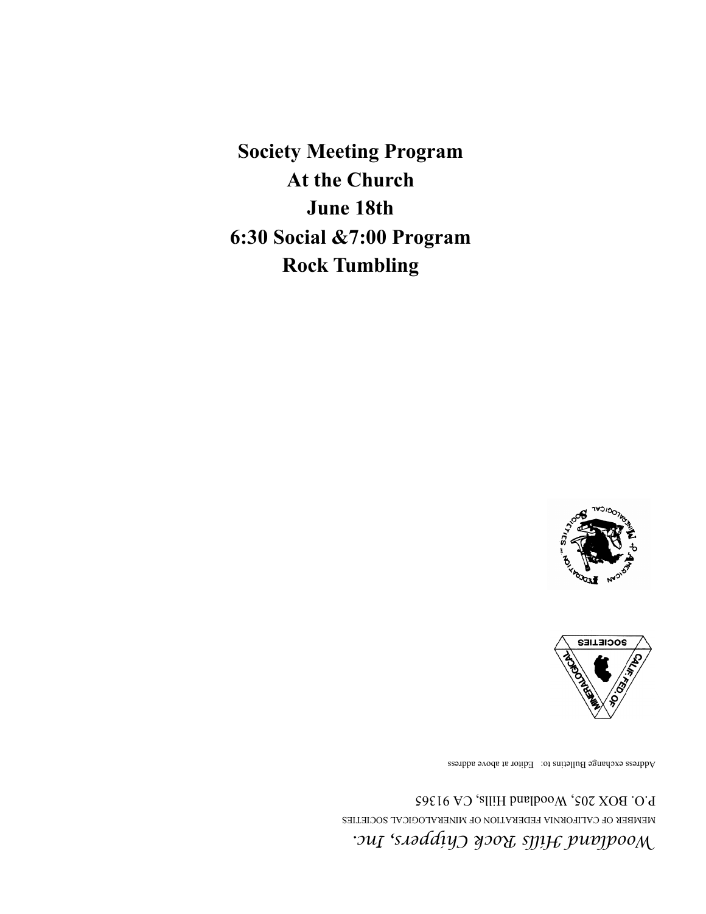**Society Meeting Program**

**At the Church**

**June 18th**

**6:30 Social &7:00 Program**

**Rock Tumbling**

*Woodland Hills Rock Chippers, Inc.*

MEMBER OF CALIFORNIA FEDERATION OF MINERALOGICAL SOCIETIES

P.O. BOX 205, Woodland Hills, CA 91365

Address exchange Bulletins to: Editor at above address